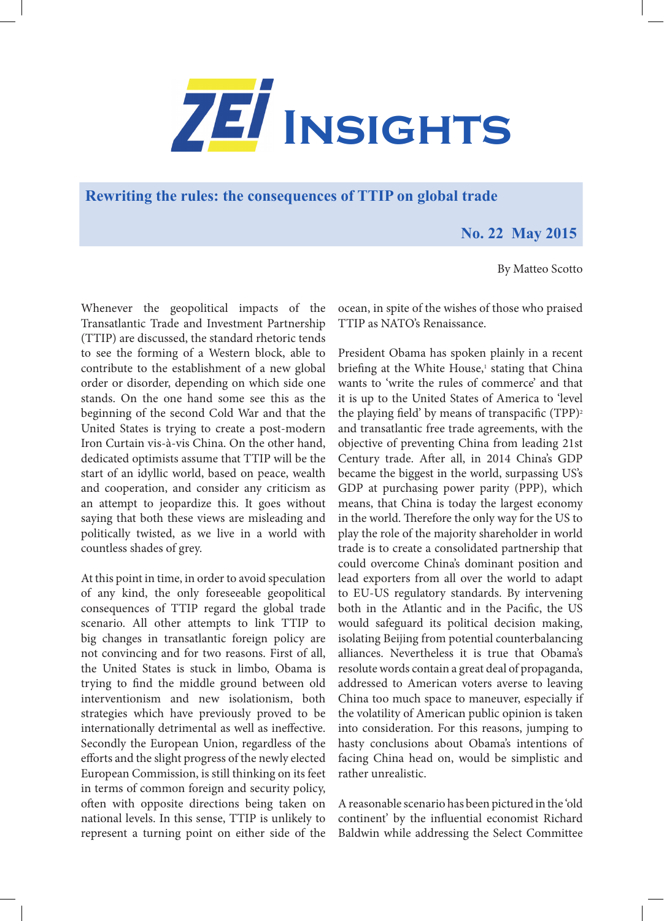# ZEI Insights

## Rewriting the rules: the consequences of TTIP on global trade

**No. 22 May 2015**

By Matteo Scotto

Whenever the geopolitical impacts of the Transatlantic Trade and Investment Partnership (TTIP) are discussed, the standard rhetoric tends to see the forming of a Western block, able to contribute to the establishment of a new global order or disorder, depending on which side one stands. On the one hand some see this as the beginning of the second Cold War and that the United States is trying to create a post-modern Iron Curtain vis-à-vis China. On the other hand, dedicated optimists assume that TTIP will be the start of an idyllic world, based on peace, wealth and cooperation, and consider any criticism as an attempt to jeopardize this. It goes without saying that both these views are misleading and politically twisted, as we live in a world with countless shades of grey.

At this point in time, in order to avoid speculation of any kind, the only foreseeable geopolitical consequences of TTIP regard the global trade scenario. All other attempts to link TTIP to big changes in transatlantic foreign policy are not convincing and for two reasons. First of all, the United States is stuck in limbo, Obama is trying to find the middle ground between old interventionism and new isolationism, both strategies which have previously proved to be internationally detrimental as well as ineffective. Secondly the European Union, regardless of the efforts and the slight progress of the newly elected European Commission, is still thinking on its feet in terms of common foreign and security policy, often with opposite directions being taken on national levels. In this sense, TTIP is unlikely to represent a turning point on either side of the ocean, in spite of the wishes of those who praised TTIP as NATO's Renaissance.

President Obama has spoken plainly in a recent briefing at the White House,[1] stating that China wants to 'write the rules of commerce' and that it is up to the United States of America to 'level the playing field' by means of transpacific (TPP)[2] and transatlantic free trade agreements, with the objective of preventing China from leading 21st Century trade. After all, in 2014 China's GDP became the biggest in the world, surpassing US's GDP at purchasing power parity (PPP), which means, that China is today the largest economy in the world. Therefore the only way for the US to play the role of the majority shareholder in world trade is to create a consolidated partnership that could overcome China's dominant position and lead exporters from all over the world to adapt to EU-US regulatory standards. By intervening both in the Atlantic and in the Pacific, the US would safeguard its political decision making, isolating Beijing from potential counterbalancing alliances. Nevertheless it is true that Obama's resolute words contain a great deal of propaganda, addressed to American voters averse to leaving China too much space to maneuver, especially if the volatility of American public opinion is taken into consideration. For this reasons, jumping to hasty conclusions about Obama's intentions of facing China head on, would be simplistic and rather unrealistic.

A reasonable scenario has been pictured in the 'old continent' by the influential economist Richard Baldwin while addressing the Select Committee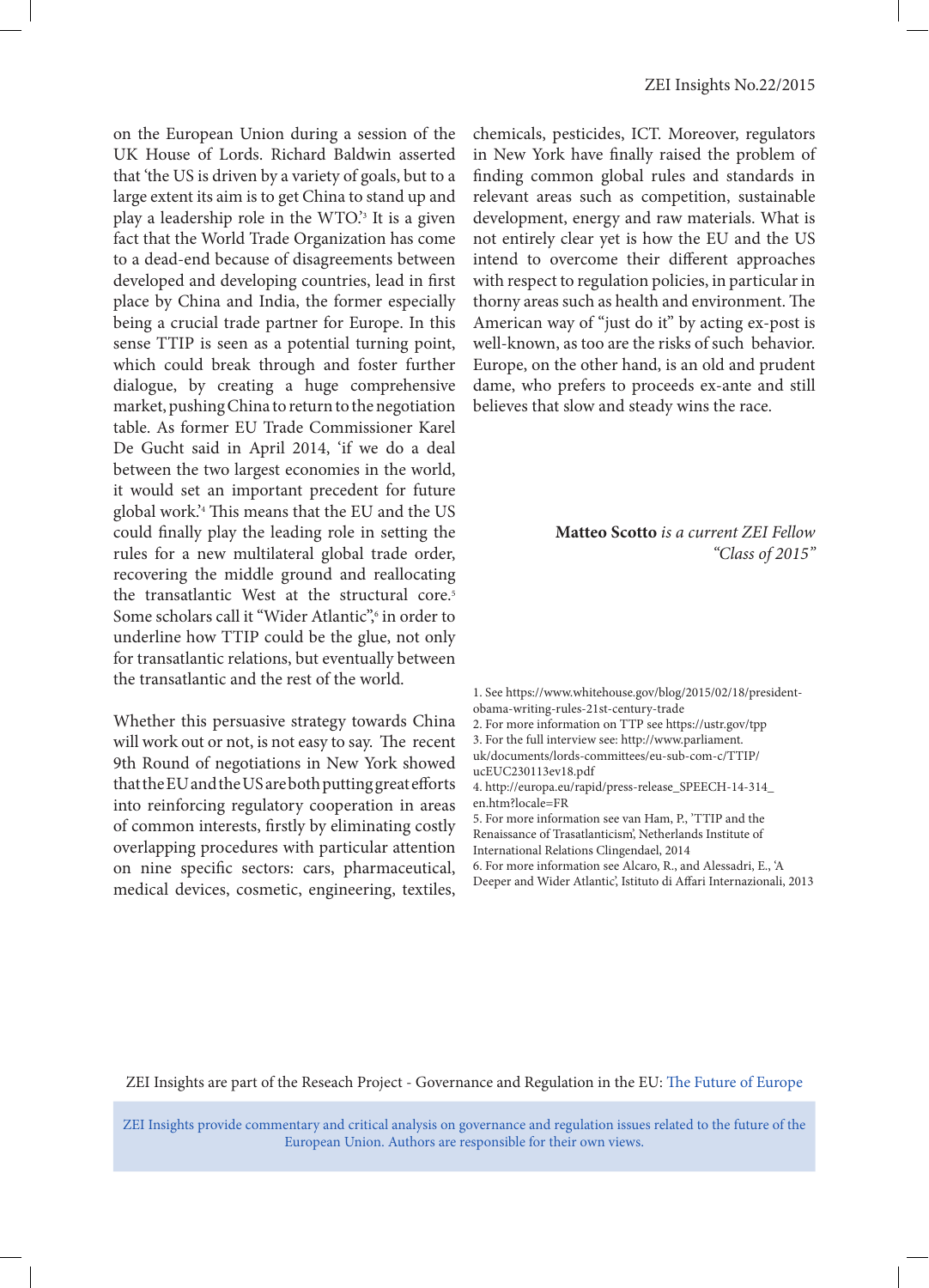on the European Union during a session of the UK House of Lords. Richard Baldwin asserted that 'the US is driven by a variety of goals, but to a large extent its aim is to get China to stand up and play a leadership role in the WTO.'[3] It is a given fact that the World Trade Organization has come to a dead-end because of disagreements between developed and developing countries, lead in first place by China and India, the former especially being a crucial trade partner for Europe. In this sense TTIP is seen as a potential turning point, which could break through and foster further dialogue, by creating a huge comprehensive market, pushing China to return to the negotiation table. As former EU Trade Commissioner Karel De Gucht said in April 2014, 'if we do a deal between the two largest economies in the world, it would set an important precedent for future global work.'[4] This means that the EU and the US could finally play the leading role in setting the rules for a new multilateral global trade order, recovering the middle ground and reallocating the transatlantic West at the structural core.[5] Some scholars call it "Wider Atlantic",[6] in order to underline how TTIP could be the glue, not only for transatlantic relations, but eventually between the transatlantic and the rest of the world.

Whether this persuasive strategy towards China will work out or not, is not easy to say. The recent 9th Round of negotiations in New York showed that the EU and the US are both putting great efforts into reinforcing regulatory cooperation in areas of common interests, firstly by eliminating costly overlapping procedures with particular attention on nine specific sectors: cars, pharmaceutical, medical devices, cosmetic, engineering, textiles, chemicals, pesticides, ICT. Moreover, regulators in New York have finally raised the problem of finding common global rules and standards in relevant areas such as competition, sustainable development, energy and raw materials. What is not entirely clear yet is how the EU and the US intend to overcome their different approaches with respect to regulation policies, in particular in thorny areas such as health and environment. The American way of "just do it" by acting ex-post is well-known, as too are the risks of such behavior. Europe, on the other hand, is an old and prudent dame, who prefers to proceeds ex-ante and still believes that slow and steady wins the race.

**Matteo Scotto** *is a current ZEI Fellow "Class of 2015"*

1. See https://www.whitehouse.gov/blog/2015/02/18/president-obama-writing-rules-21st-century-trade
2. For more information on TTP see https://ustr.gov/tpp
3. For the full interview see: http://www.parliament.uk/documents/lords-committees/eu-sub-com-c/TTIP/ucEUC230113ev18.pdf
4. http://europa.eu/rapid/press-release_SPEECH-14-314_en.htm?locale=FR
5. For more information see van Ham, P., 'TTIP and the Renaissance of Trasatlanticism', Netherlands Institute of International Relations Clingendael, 2014
6. For more information see Alcaro, R., and Alessadri, E., 'A Deeper and Wider Atlantic', Istituto di Affari Internazionali, 2013

ZEI Insights are part of the Reseach Project - Governance and Regulation in the EU: The Future of Europe

ZEI Insights provide commentary and critical analysis on governance and regulation issues related to the future of the European Union. Authors are responsible for their own views.